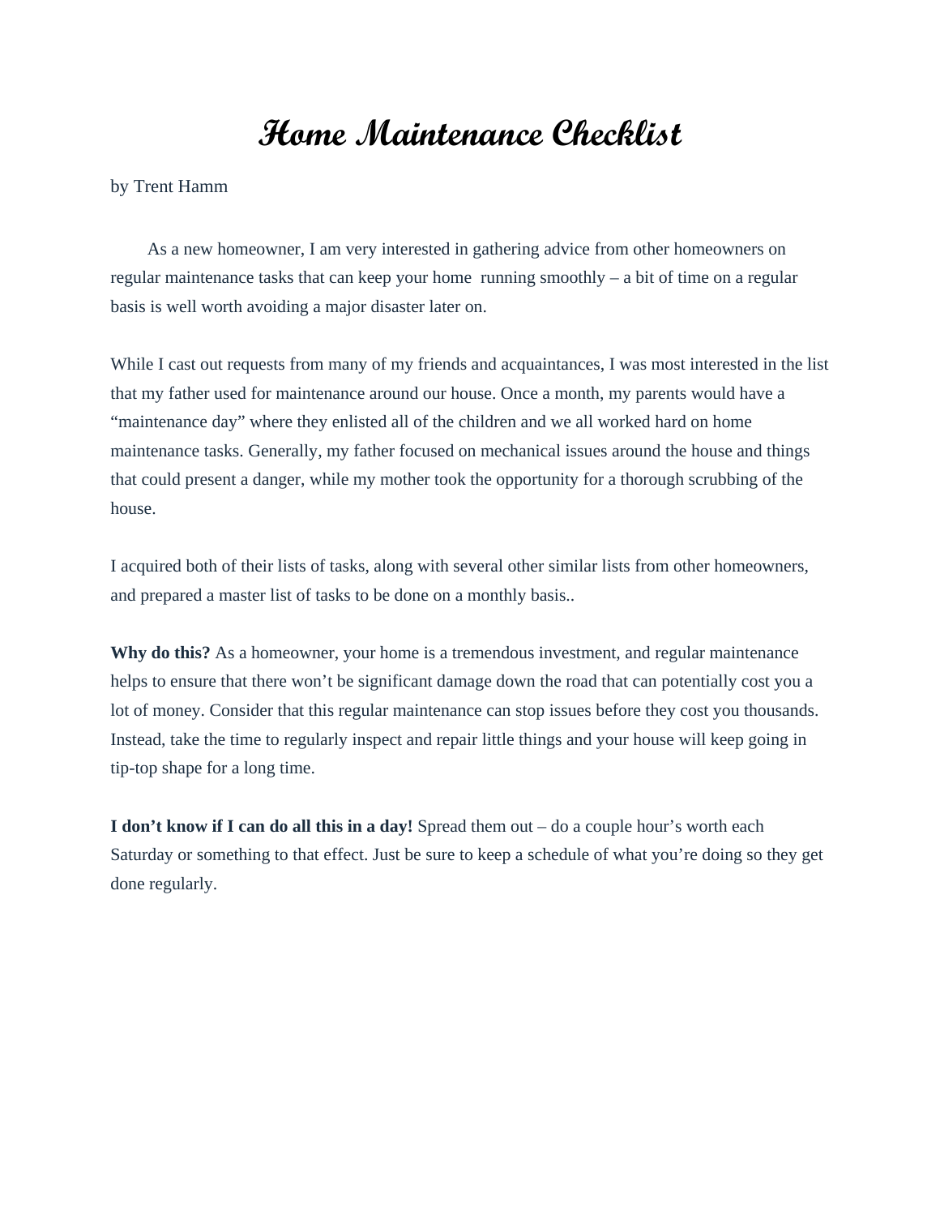# Home Maintenance Checklist

by Trent Hamm

As a new homeowner, I am very interested in gathering advice from other homeowners on regular maintenance tasks that can keep your home running smoothly – a bit of time on a regular basis is well worth avoiding a major disaster later on.

While I cast out requests from many of my friends and acquaintances, I was most interested in the list that my father used for maintenance around our house. Once a month, my parents would have a "maintenance day" where they enlisted all of the children and we all worked hard on home maintenance tasks. Generally, my father focused on mechanical issues around the house and things that could present a danger, while my mother took the opportunity for a thorough scrubbing of the house.

I acquired both of their lists of tasks, along with several other similar lists from other homeowners, and prepared a master list of tasks to be done on a monthly basis..

**Why do this?** As a homeowner, your home is a tremendous investment, and regular maintenance helps to ensure that there won't be significant damage down the road that can potentially cost you a lot of money. Consider that this regular maintenance can stop issues before they cost you thousands. Instead, take the time to regularly inspect and repair little things and your house will keep going in tip-top shape for a long time.

**I don't know if I can do all this in a day!** Spread them out – do a couple hour's worth each Saturday or something to that effect. Just be sure to keep a schedule of what you're doing so they get done regularly.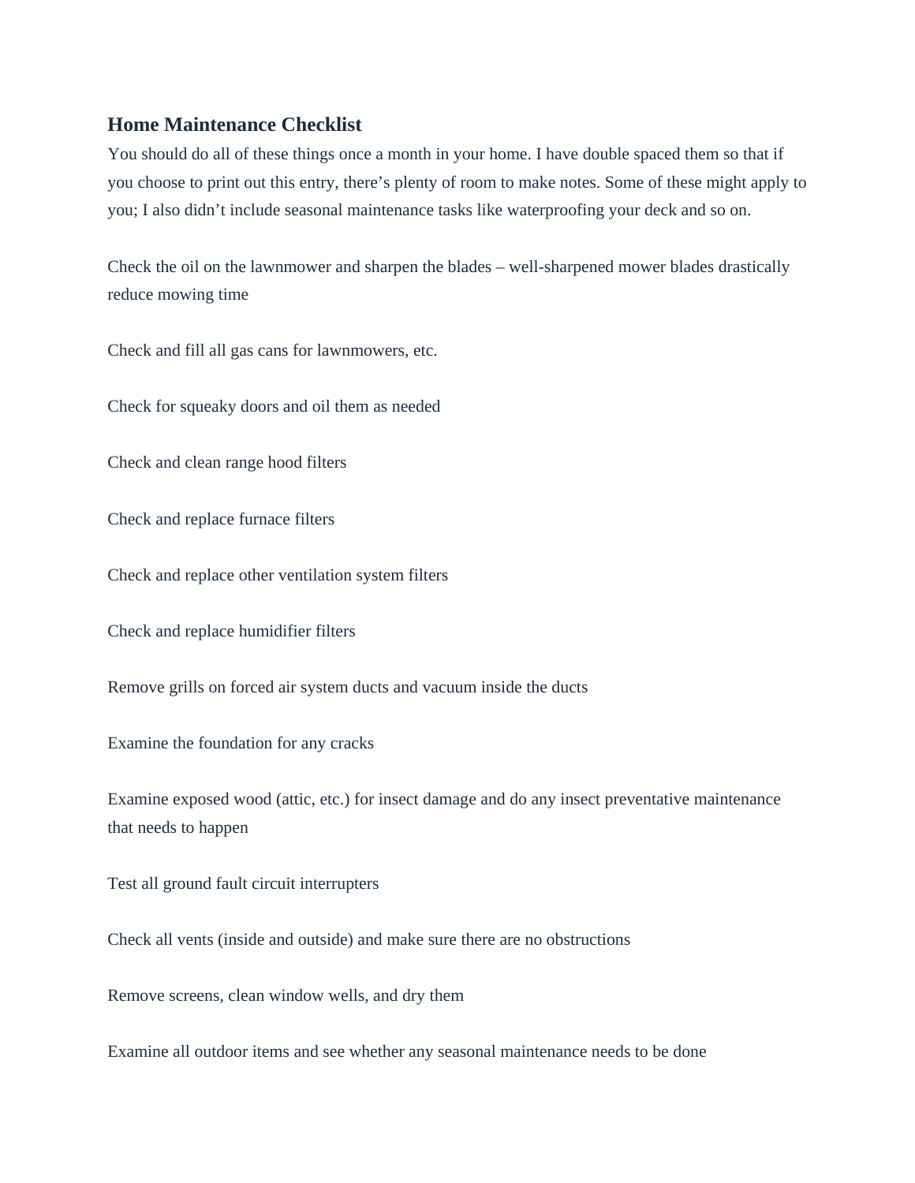## Home Maintenance Checklist

You should do all of these things once a month in your home. I have double spaced them so that if you choose to print out this entry, there's plenty of room to make notes. Some of these might apply to you; I also didn't include seasonal maintenance tasks like waterproofing your deck and so on.

Check the oil on the lawnmower and sharpen the blades – well-sharpened mower blades drastically reduce mowing time

Check and fill all gas cans for lawnmowers, etc.

Check for squeaky doors and oil them as needed

Check and clean range hood filters

Check and replace furnace filters

Check and replace other ventilation system filters

Check and replace humidifier filters

Remove grills on forced air system ducts and vacuum inside the ducts

Examine the foundation for any cracks

Examine exposed wood (attic, etc.) for insect damage and do any insect preventative maintenance that needs to happen

Test all ground fault circuit interrupters

Check all vents (inside and outside) and make sure there are no obstructions

Remove screens, clean window wells, and dry them

Examine all outdoor items and see whether any seasonal maintenance needs to be done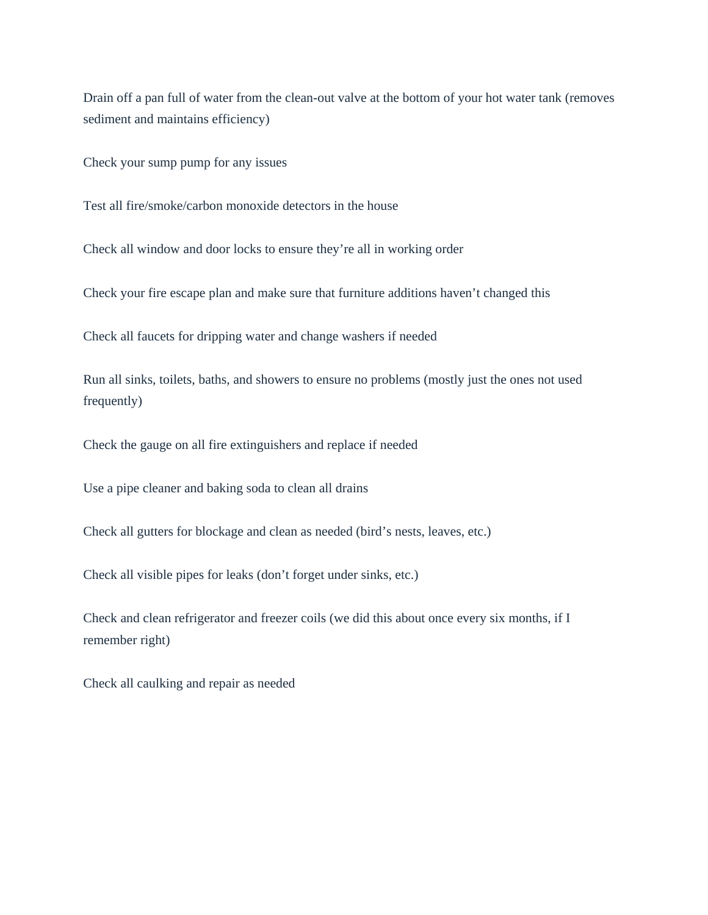Drain off a pan full of water from the clean-out valve at the bottom of your hot water tank (removes sediment and maintains efficiency)

Check your sump pump for any issues

Test all fire/smoke/carbon monoxide detectors in the house

Check all window and door locks to ensure they're all in working order

Check your fire escape plan and make sure that furniture additions haven't changed this

Check all faucets for dripping water and change washers if needed

Run all sinks, toilets, baths, and showers to ensure no problems (mostly just the ones not used frequently)

Check the gauge on all fire extinguishers and replace if needed

Use a pipe cleaner and baking soda to clean all drains

Check all gutters for blockage and clean as needed (bird's nests, leaves, etc.)

Check all visible pipes for leaks (don't forget under sinks, etc.)

Check and clean refrigerator and freezer coils (we did this about once every six months, if I remember right)

Check all caulking and repair as needed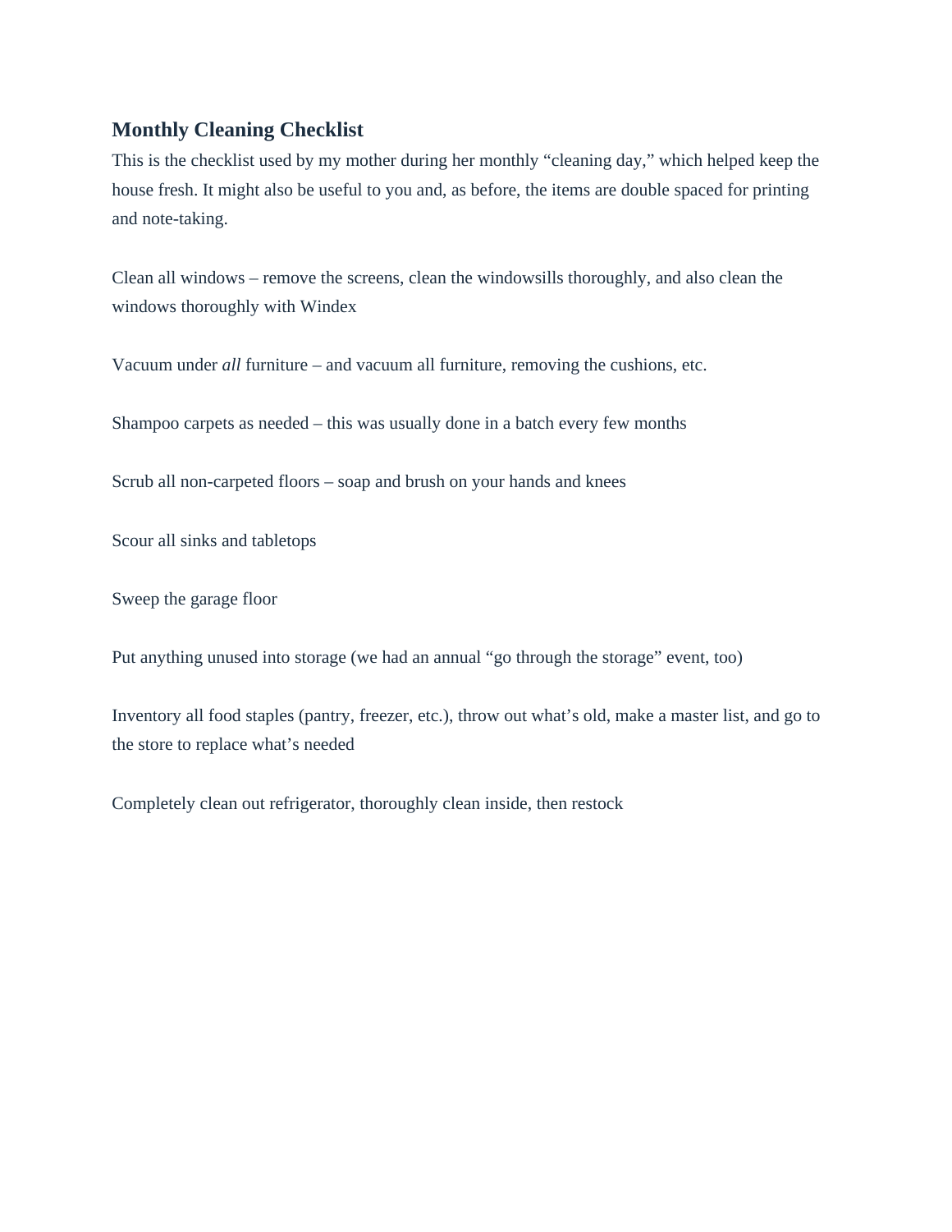## Monthly Cleaning Checklist

This is the checklist used by my mother during her monthly "cleaning day," which helped keep the house fresh. It might also be useful to you and, as before, the items are double spaced for printing and note-taking.

Clean all windows – remove the screens, clean the windowsills thoroughly, and also clean the windows thoroughly with Windex

Vacuum under *all* furniture – and vacuum all furniture, removing the cushions, etc.

Shampoo carpets as needed – this was usually done in a batch every few months

Scrub all non-carpeted floors – soap and brush on your hands and knees

Scour all sinks and tabletops

Sweep the garage floor

Put anything unused into storage (we had an annual "go through the storage" event, too)

Inventory all food staples (pantry, freezer, etc.), throw out what's old, make a master list, and go to the store to replace what's needed

Completely clean out refrigerator, thoroughly clean inside, then restock